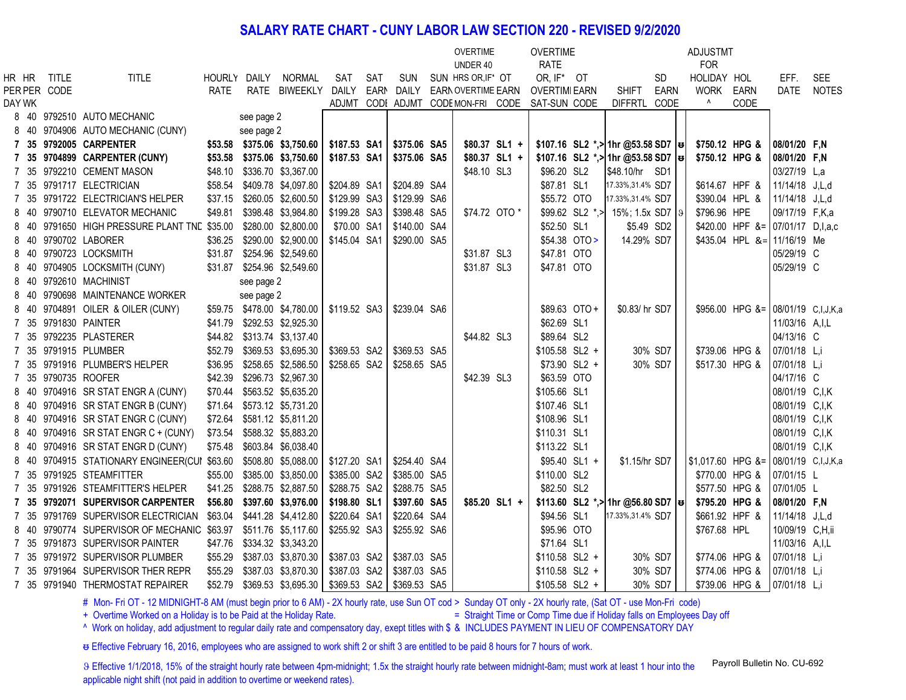# SALARY RATE CHART - CUNY LABOR LAW SECTION 220 - REVISED 9/2/2020

| HR PER DAY | HR PER WK | TITLE CODE | TITLE | HOURLY RATE | DAILY RATE | NORMAL BIWEEKLY | SAT DAILY ADJMT | SAT EARN CODE | SUN DAILY ADJMT | SUN EARN CODE | OVERTIME UNDER 40 HRS OR,IF* OVERTIME MON-FRI | OT EARN CODE | OVERTIME RATE OR, IF* OVERTIME SAT-SUN | OT EARN CODE | SHIFT DIFFRTL | SD EARN CODE | | ADJUSTMT FOR HOLIDAY WORK ^ | HOL EARN CODE | EFF. DATE | SEE NOTES |
|---|---|---|---|---|---|---|---|---|---|---|---|---|---|---|---|---|---|---|---|---|---|
| 8 | 40 | 9792510 | AUTO MECHANIC | | see page 2 | | | | | | | | | | | | | | | | |
| 8 | 40 | 9704906 | AUTO MECHANIC (CUNY) | | see page 2 | | | | | | | | | | | | | | | | |
| **7** | **35** | **9792005** | **CARPENTER** | **$53.58** | **$375.06** | **$3,750.60** | **$187.53** | **SA1** | **$375.06** | **SA5** | **$80.37** | **SL1 +** | **$107.16** | **SL2 *,>** | **1hr @53.58** | **SD7** | **ʊ** | **$750.12** | **HPG &** | **08/01/20** | **F,N** |
| **7** | **35** | **9704899** | **CARPENTER (CUNY)** | **$53.58** | **$375.06** | **$3,750.60** | **$187.53** | **SA1** | **$375.06** | **SA5** | **$80.37** | **SL1 +** | **$107.16** | **SL2 *,>** | **1hr @53.58** | **SD7** | **ʊ** | **$750.12** | **HPG &** | **08/01/20** | **F,N** |
| 7 | 35 | 9792210 | CEMENT MASON | $48.10 | $336.70 | $3,367.00 | | | | | $48.10 | SL3 | $96.20 | SL2 | $48.10/hr | SD1 | | | | 03/27/19 | L,a |
| 7 | 35 | 9791717 | ELECTRICIAN | $58.54 | $409.78 | $4,097.80 | $204.89 | SA1 | $204.89 | SA4 | | | $87.81 | SL1 | 17.33%,31.4% | SD7 | | $614.67 | HPF & | 11/14/18 | J,L,d |
| 7 | 35 | 9791722 | ELECTRICIAN'S HELPER | $37.15 | $260.05 | $2,600.50 | $129.99 | SA3 | $129.99 | SA6 | | | $55.72 | OTO | 17.33%,31.4% | SD7 | | $390.04 | HPL & | 11/14/18 | J,L,d |
| 8 | 40 | 9790710 | ELEVATOR MECHANIC | $49.81 | $398.48 | $3,984.80 | $199.28 | SA3 | $398.48 | SA5 | $74.72 | OTO * | $99.62 | SL2 *,> | 15%; 1.5x | SD7 | ϑ | $796.96 | HPE | 09/17/19 | F,K,a |
| 8 | 40 | 9791650 | HIGH PRESSURE PLANT TND | $35.00 | $280.00 | $2,800.00 | $70.00 | SA1 | $140.00 | SA4 | | | $52.50 | SL1 | $5.49 | SD2 | | $420.00 | HPF &= | 07/01/17 | D,I,a,c |
| 8 | 40 | 9790702 | LABORER | $36.25 | $290.00 | $2,900.00 | $145.04 | SA1 | $290.00 | SA5 | | | $54.38 | OTO > | 14.29% | SD7 | | $435.04 | HPL &= | 11/16/19 | Me |
| 8 | 40 | 9790723 | LOCKSMITH | $31.87 | $254.96 | $2,549.60 | | | | | $31.87 | SL3 | $47.81 | OTO | | | | | | 05/29/19 | C |
| 8 | 40 | 9704905 | LOCKSMITH (CUNY) | $31.87 | $254.96 | $2,549.60 | | | | | $31.87 | SL3 | $47.81 | OTO | | | | | | 05/29/19 | C |
| 8 | 40 | 9792610 | MACHINIST | | see page 2 | | | | | | | | | | | | | | | | |
| 8 | 40 | 9790698 | MAINTENANCE WORKER | | see page 2 | | | | | | | | | | | | | | | | |
| 8 | 40 | 9704891 | OILER & OILER (CUNY) | $59.75 | $478.00 | $4,780.00 | $119.52 | SA3 | $239.04 | SA6 | | | $89.63 | OTO + | $0.83/ hr | SD7 | | $956.00 | HPG &= | 08/01/19 | C,I,J,K,a |
| 7 | 35 | 9791830 | PAINTER | $41.79 | $292.53 | $2,925.30 | | | | | | | $62.69 | SL1 | | | | | | 11/03/16 | A,I,L |
| 7 | 35 | 9792235 | PLASTERER | $44.82 | $313.74 | $3,137.40 | | | | | $44.82 | SL3 | $89.64 | SL2 | | | | | | 04/13/16 | C |
| 7 | 35 | 9791915 | PLUMBER | $52.79 | $369.53 | $3,695.30 | $369.53 | SA2 | $369.53 | SA5 | | | $105.58 | SL2 + | 30% | SD7 | | $739.06 | HPG & | 07/01/18 | L,i |
| 7 | 35 | 9791916 | PLUMBER'S HELPER | $36.95 | $258.65 | $2,586.50 | $258.65 | SA2 | $258.65 | SA5 | | | $73.90 | SL2 + | 30% | SD7 | | $517.30 | HPG & | 07/01/18 | L,i |
| 7 | 35 | 9790735 | ROOFER | $42.39 | $296.73 | $2,967.30 | | | | | $42.39 | SL3 | $63.59 | OTO | | | | | | 04/17/16 | C |
| 8 | 40 | 9704916 | SR STAT ENGR A (CUNY) | $70.44 | $563.52 | $5,635.20 | | | | | | | $105.66 | SL1 | | | | | | 08/01/19 | C,I,K |
| 8 | 40 | 9704916 | SR STAT ENGR B (CUNY) | $71.64 | $573.12 | $5,731.20 | | | | | | | $107.46 | SL1 | | | | | | 08/01/19 | C,I,K |
| 8 | 40 | 9704916 | SR STAT ENGR C (CUNY) | $72.64 | $581.12 | $5,811.20 | | | | | | | $108.96 | SL1 | | | | | | 08/01/19 | C,I,K |
| 8 | 40 | 9704916 | SR STAT ENGR C + (CUNY) | $73.54 | $588.32 | $5,883.20 | | | | | | | $110.31 | SL1 | | | | | | 08/01/19 | C,I,K |
| 8 | 40 | 9704916 | SR STAT ENGR D (CUNY) | $75.48 | $603.84 | $6,038.40 | | | | | | | $113.22 | SL1 | | | | | | 08/01/19 | C,I,K |
| 8 | 40 | 9704915 | STATIONARY ENGINEER(CUI | $63.60 | $508.80 | $5,088.00 | $127.20 | SA1 | $254.40 | SA4 | | | $95.40 | SL1 + | $1.15/hr | SD7 | | $1,017.60 | HPG &= | 08/01/19 | C,I,J,K,a |
| 7 | 35 | 9791925 | STEAMFITTER | $55.00 | $385.00 | $3,850.00 | $385.00 | SA2 | $385.00 | SA5 | | | $110.00 | SL2 | | | | $770.00 | HPG & | 07/01/15 | L |
| 7 | 35 | 9791926 | STEAMFITTER'S HELPER | $41.25 | $288.75 | $2,887.50 | $288.75 | SA2 | $288.75 | SA5 | | | $82.50 | SL2 | | | | $577.50 | HPG & | 07/01/05 | L |
| **7** | **35** | **9792071** | **SUPERVISOR CARPENTER** | **$56.80** | **$397.60** | **$3,976.00** | **$198.80** | **SL1** | **$397.60** | **SA5** | **$85.20** | **SL1 +** | **$113.60** | **SL2 *,>** | **1hr @56.80** | **SD7** | **ʊ** | **$795.20** | **HPG &** | **08/01/20** | **F,N** |
| 7 | 35 | 9791769 | SUPERVISOR ELECTRICIAN | $63.04 | $441.28 | $4,412.80 | $220.64 | SA1 | $220.64 | SA4 | | | $94.56 | SL1 | 17.33%,31.4% | SD7 | | $661.92 | HPF & | 11/14/18 | J,L,d |
| 8 | 40 | 9790774 | SUPERVISOR OF MECHANIC | $63.97 | $511.76 | $5,117.60 | $255.92 | SA3 | $255.92 | SA6 | | | $95.96 | OTO | | | | $767.68 | HPL | 10/09/19 | C,H,ii |
| 7 | 35 | 9791873 | SUPERVISOR PAINTER | $47.76 | $334.32 | $3,343.20 | | | | | | | $71.64 | SL1 | | | | | | 11/03/16 | A,I,L |
| 7 | 35 | 9791972 | SUPERVISOR PLUMBER | $55.29 | $387.03 | $3,870.30 | $387.03 | SA2 | $387.03 | SA5 | | | $110.58 | SL2 + | 30% | SD7 | | $774.06 | HPG & | 07/01/18 | L,i |
| 7 | 35 | 9791964 | SUPERVISOR THER REPR | $55.29 | $387.03 | $3,870.30 | $387.03 | SA2 | $387.03 | SA5 | | | $110.58 | SL2 + | 30% | SD7 | | $774.06 | HPG & | 07/01/18 | L,i |
| 7 | 35 | 9791940 | THERMOSTAT REPAIRER | $52.79 | $369.53 | $3,695.30 | $369.53 | SA2 | $369.53 | SA5 | | | $105.58 | SL2 + | 30% | SD7 | | $739.06 | HPG & | 07/01/18 | L,i |

\# Mon- Fri OT - 12 MIDNIGHT-8 AM (must begin prior to 6 AM) - 2X hourly rate, use Sun OT cod > Sunday OT only - 2X hourly rate, (Sat OT - use Mon-Fri code)

\+ Overtime Worked on a Holiday is to be Paid at the Holiday Rate. = Straight Time or Comp Time due if Holiday falls on Employees Day off

^ Work on holiday, add adjustment to regular daily rate and compensatory day, exept titles with $ & INCLUDES PAYMENT IN LIEU OF COMPENSATORY DAY

ʊ Effective February 16, 2016, employees who are assigned to work shift 2 or shift 3 are entitled to be paid 8 hours for 7 hours of work.

ϑ Effective 1/1/2018, 15% of the straight hourly rate between 4pm-midnight; 1.5x the straight hourly rate between midnight-8am; must work at least 1 hour into the applicable night shift (not paid in addition to overtime or weekend rates).

Payroll Bulletin No. CU-692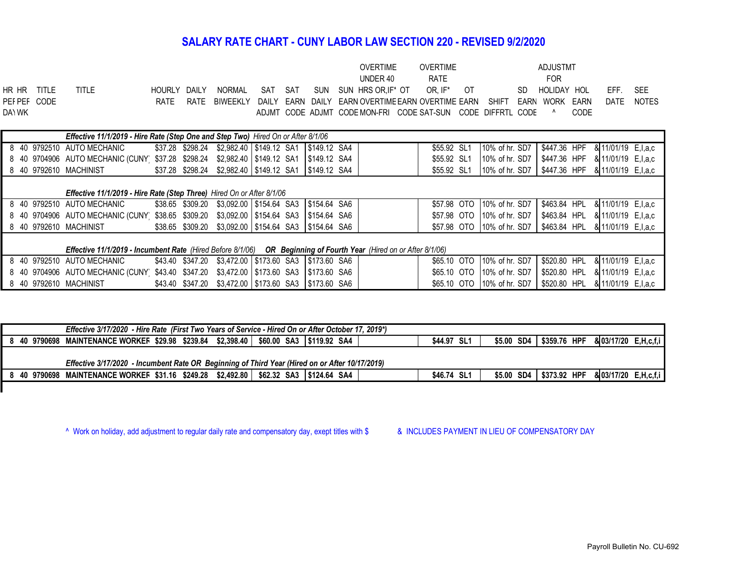# SALARY RATE CHART - CUNY LABOR LAW SECTION 220 - REVISED 9/2/2020

| HR PER DAY | HR PER WK | TITLE CODE | TITLE | HOURLY RATE | DAILY RATE | NORMAL BIWEEKLY | SAT DAILY ADJMT | SAT EARN CODE | SUN DAILY ADJMT | SUN EARN CODE | OVERTIME UNDER 40 HRS OR, IF* OT MON-FRI | OT EARN CODE | OVERTIME RATE OR, IF* OVERTIME SAT-SUN | OT EARN CODE | SHIFT DIFFRTL | SD EARN CODE | ADJUSTMT FOR HOLIDAY WORK ^ | HOL EARN CODE | EFF. DATE | SEE NOTES |
|---|---|---|---|---|---|---|---|---|---|---|---|---|---|---|---|---|---|---|---|---|
| | | | ***Effective 11/1/2019 - Hire Rate (Step One and Step Two)*** *Hired On or After 8/1/06* | | | | | | | | | | | | | | | | | |
| 8 | 40 | 9792510 | AUTO MECHANIC | $37.28 | $298.24 | $2,982.40 | $149.12 | SA1 | $149.12 | SA4 | | | $55.92 | SL1 | 10% of hr. | SD7 | $447.36 | HPF | & 11/01/19 | E,I,a,c |
| 8 | 40 | 9704906 | AUTO MECHANIC (CUNY) | $37.28 | $298.24 | $2,982.40 | $149.12 | SA1 | $149.12 | SA4 | | | $55.92 | SL1 | 10% of hr. | SD7 | $447.36 | HPF | & 11/01/19 | E,I,a,c |
| 8 | 40 | 9792610 | MACHINIST | $37.28 | $298.24 | $2,982.40 | $149.12 | SA1 | $149.12 | SA4 | | | $55.92 | SL1 | 10% of hr. | SD7 | $447.36 | HPF | & 11/01/19 | E,I,a,c |
| | | | ***Effective 11/1/2019 - Hire Rate (Step Three)*** *Hired On or After 8/1/06* | | | | | | | | | | | | | | | | | |
| 8 | 40 | 9792510 | AUTO MECHANIC | $38.65 | $309.20 | $3,092.00 | $154.64 | SA3 | $154.64 | SA6 | | | $57.98 | OTO | 10% of hr. | SD7 | $463.84 | HPL | & 11/01/19 | E,I,a,c |
| 8 | 40 | 9704906 | AUTO MECHANIC (CUNY) | $38.65 | $309.20 | $3,092.00 | $154.64 | SA3 | $154.64 | SA6 | | | $57.98 | OTO | 10% of hr. | SD7 | $463.84 | HPL | & 11/01/19 | E,I,a,c |
| 8 | 40 | 9792610 | MACHINIST | $38.65 | $309.20 | $3,092.00 | $154.64 | SA3 | $154.64 | SA6 | | | $57.98 | OTO | 10% of hr. | SD7 | $463.84 | HPL | & 11/01/19 | E,I,a,c |
| | | | ***Effective 11/1/2019 - Incumbent Rate*** *(Hired Before 8/1/06)* ***OR Beginning of Fourth Year*** *(Hired on or After 8/1/06)* | | | | | | | | | | | | | | | | | |
| 8 | 40 | 9792510 | AUTO MECHANIC | $43.40 | $347.20 | $3,472.00 | $173.60 | SA3 | $173.60 | SA6 | | | $65.10 | OTO | 10% of hr. | SD7 | $520.80 | HPL | & 11/01/19 | E,I,a,c |
| 8 | 40 | 9704906 | AUTO MECHANIC (CUNY) | $43.40 | $347.20 | $3,472.00 | $173.60 | SA3 | $173.60 | SA6 | | | $65.10 | OTO | 10% of hr. | SD7 | $520.80 | HPL | & 11/01/19 | E,I,a,c |
| 8 | 40 | 9792610 | MACHINIST | $43.40 | $347.20 | $3,472.00 | $173.60 | SA3 | $173.60 | SA6 | | | $65.10 | OTO | 10% of hr. | SD7 | $520.80 | HPL | & 11/01/19 | E,I,a,c |
| | | | ***Effective 3/17/2020 - Hire Rate (First Two Years of Service - Hired On or After October 17, 2019\*)*** | | | | | | | | | | | | | | | | | |
| **8** | **40** | **9790698** | **MAINTENANCE WORKER** | **$29.98** | **$239.84** | **$2,398.40** | **$60.00** | **SA3** | **$119.92** | **SA4** | | | **$44.97** | **SL1** | **$5.00** | **SD4** | **$359.76** | **HPF** | **& 03/17/20** | **E,H,c,f,i** |
| | | | ***Effective 3/17/2020 - Incumbent Rate OR Beginning of Third Year (Hired on or After 10/17/2019)*** | | | | | | | | | | | | | | | | | |
| **8** | **40** | **9790698** | **MAINTENANCE WORKER** | **$31.16** | **$249.28** | **$2,492.80** | **$62.32** | **SA3** | **$124.64** | **SA4** | | | **$46.74** | **SL1** | **$5.00** | **SD4** | **$373.92** | **HPF** | **& 03/17/20** | **E,H,c,f,i** |

^ Work on holiday, add adjustment to regular daily rate and compensatory day, exept titles with $

& INCLUDES PAYMENT IN LIEU OF COMPENSATORY DAY

Payroll Bulletin No. CU-692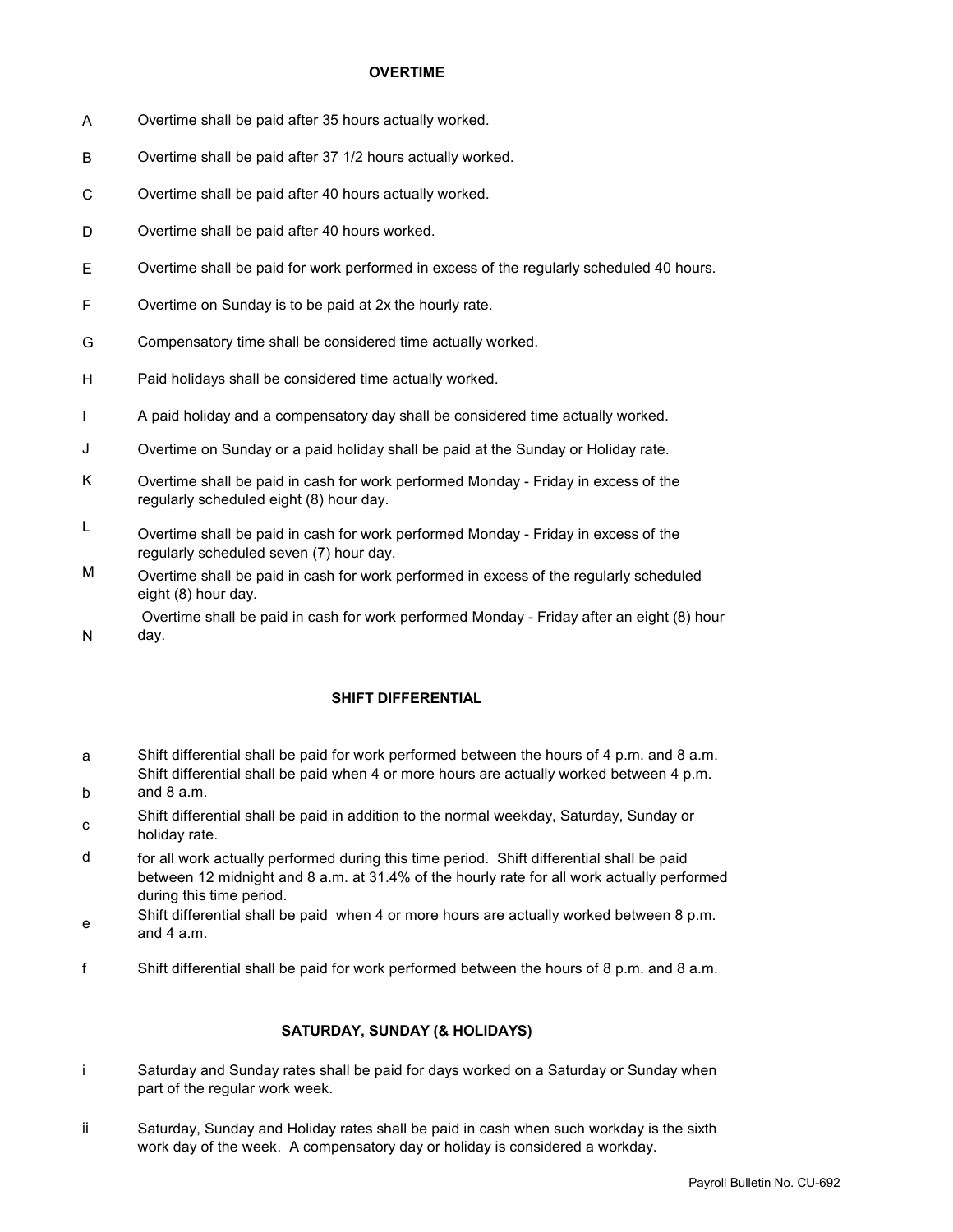## OVERTIME

- A Overtime shall be paid after 35 hours actually worked.
- B Overtime shall be paid after 37 1/2 hours actually worked.
- C Overtime shall be paid after 40 hours actually worked.
- D Overtime shall be paid after 40 hours worked.
- E Overtime shall be paid for work performed in excess of the regularly scheduled 40 hours.
- F Overtime on Sunday is to be paid at 2x the hourly rate.
- G Compensatory time shall be considered time actually worked.
- H Paid holidays shall be considered time actually worked.
- I A paid holiday and a compensatory day shall be considered time actually worked.
- J Overtime on Sunday or a paid holiday shall be paid at the Sunday or Holiday rate.
- K Overtime shall be paid in cash for work performed Monday - Friday in excess of the regularly scheduled eight (8) hour day.
- L Overtime shall be paid in cash for work performed Monday - Friday in excess of the regularly scheduled seven (7) hour day.
- M Overtime shall be paid in cash for work performed in excess of the regularly scheduled eight (8) hour day.
- N Overtime shall be paid in cash for work performed Monday - Friday after an eight (8) hour day.

## SHIFT DIFFERENTIAL

- a Shift differential shall be paid for work performed between the hours of 4 p.m. and 8 a.m.
- b Shift differential shall be paid when 4 or more hours are actually worked between 4 p.m. and 8 a.m.
- c Shift differential shall be paid in addition to the normal weekday, Saturday, Sunday or holiday rate.
- d for all work actually performed during this time period. Shift differential shall be paid between 12 midnight and 8 a.m. at 31.4% of the hourly rate for all work actually performed during this time period.
- e Shift differential shall be paid when 4 or more hours are actually worked between 8 p.m. and 4 a.m.
- f Shift differential shall be paid for work performed between the hours of 8 p.m. and 8 a.m.

## SATURDAY, SUNDAY (& HOLIDAYS)

- i Saturday and Sunday rates shall be paid for days worked on a Saturday or Sunday when part of the regular work week.
- ii Saturday, Sunday and Holiday rates shall be paid in cash when such workday is the sixth work day of the week. A compensatory day or holiday is considered a workday.

Payroll Bulletin No. CU-692